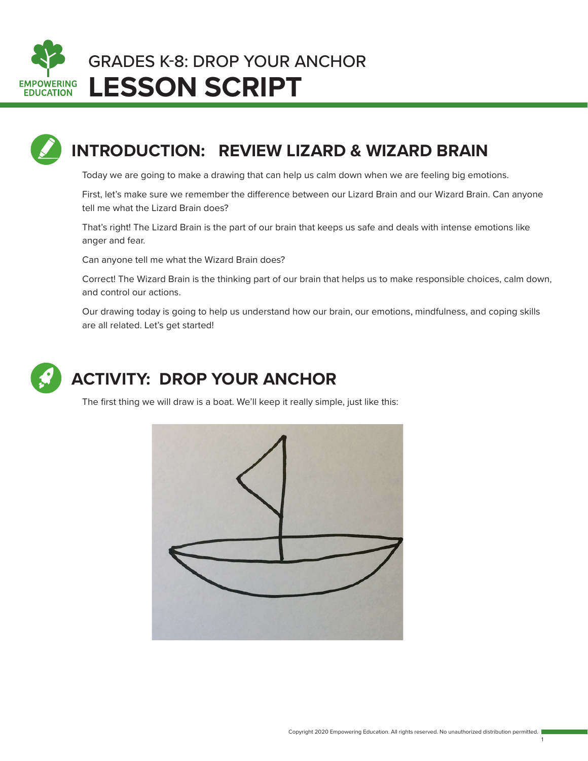# GRADES K-8: DROP YOUR ANCHOR
# LESSON SCRIPT

## INTRODUCTION: REVIEW LIZARD & WIZARD BRAIN

Today we are going to make a drawing that can help us calm down when we are feeling big emotions.

First, let's make sure we remember the difference between our Lizard Brain and our Wizard Brain. Can anyone tell me what the Lizard Brain does?

That's right! The Lizard Brain is the part of our brain that keeps us safe and deals with intense emotions like anger and fear.

Can anyone tell me what the Wizard Brain does?

Correct! The Wizard Brain is the thinking part of our brain that helps us to make responsible choices, calm down, and control our actions.

Our drawing today is going to help us understand how our brain, our emotions, mindfulness, and coping skills are all related. Let's get started!

## ACTIVITY: DROP YOUR ANCHOR

The first thing we will draw is a boat. We'll keep it really simple, just like this: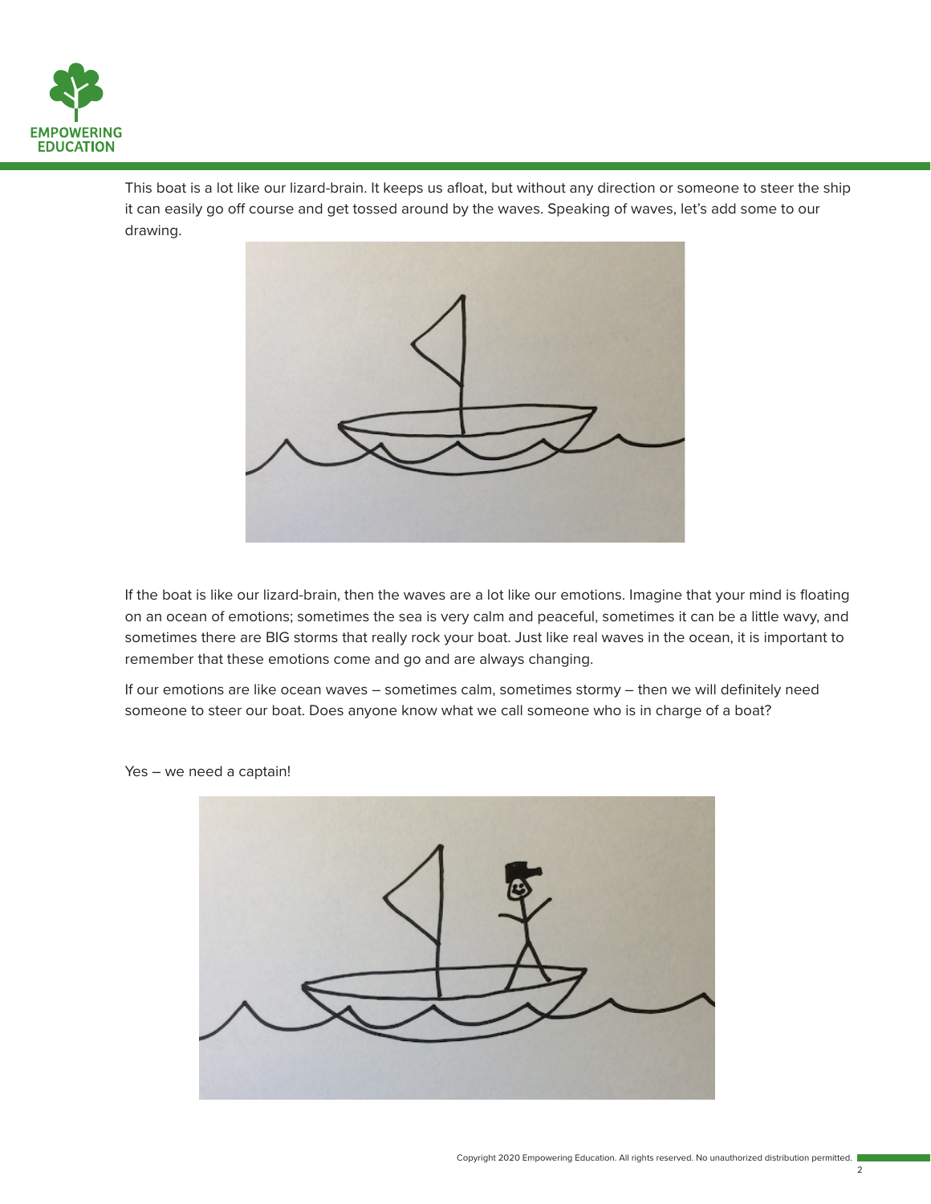This boat is a lot like our lizard-brain. It keeps us afloat, but without any direction or someone to steer the ship it can easily go off course and get tossed around by the waves. Speaking of waves, let's add some to our drawing.

If the boat is like our lizard-brain, then the waves are a lot like our emotions. Imagine that your mind is floating on an ocean of emotions; sometimes the sea is very calm and peaceful, sometimes it can be a little wavy, and sometimes there are BIG storms that really rock your boat. Just like real waves in the ocean, it is important to remember that these emotions come and go and are always changing.

If our emotions are like ocean waves – sometimes calm, sometimes stormy – then we will definitely need someone to steer our boat. Does anyone know what we call someone who is in charge of a boat?

Yes – we need a captain!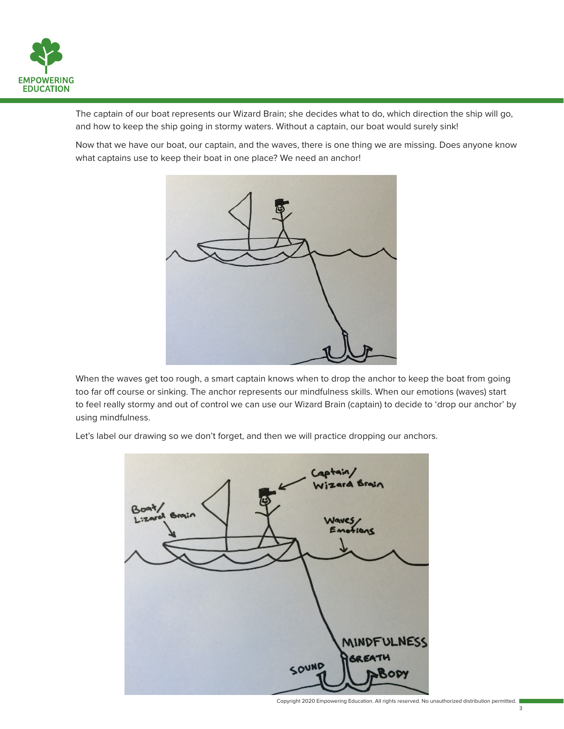The captain of our boat represents our Wizard Brain; she decides what to do, which direction the ship will go, and how to keep the ship going in stormy waters. Without a captain, our boat would surely sink!

Now that we have our boat, our captain, and the waves, there is one thing we are missing. Does anyone know what captains use to keep their boat in one place? We need an anchor!

When the waves get too rough, a smart captain knows when to drop the anchor to keep the boat from going too far off course or sinking. The anchor represents our mindfulness skills. When our emotions (waves) start to feel really stormy and out of control we can use our Wizard Brain (captain) to decide to 'drop our anchor' by using mindfulness.

Let's label our drawing so we don't forget, and then we will practice dropping our anchors.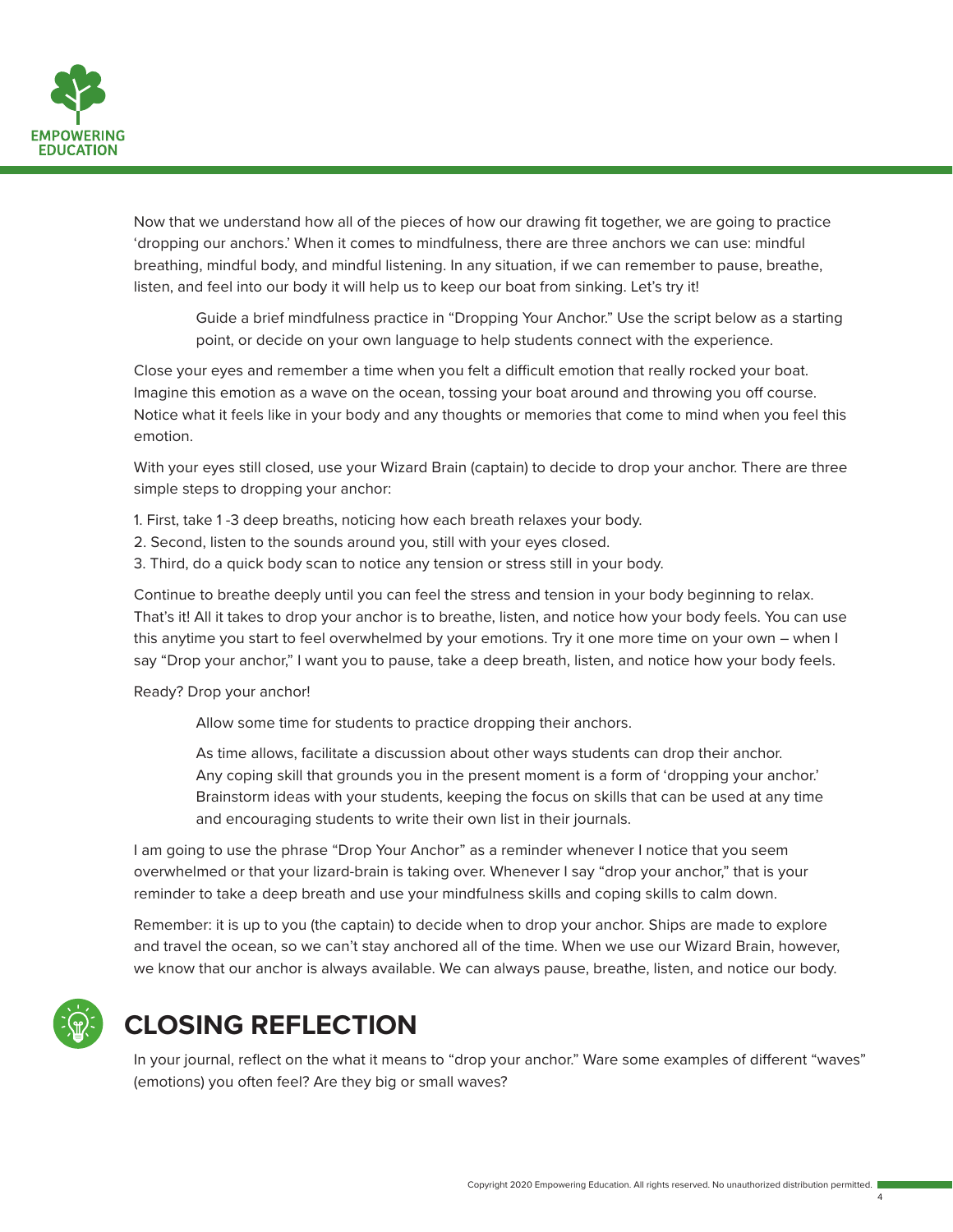Now that we understand how all of the pieces of how our drawing fit together, we are going to practice 'dropping our anchors.' When it comes to mindfulness, there are three anchors we can use: mindful breathing, mindful body, and mindful listening. In any situation, if we can remember to pause, breathe, listen, and feel into our body it will help us to keep our boat from sinking. Let's try it!

> Guide a brief mindfulness practice in "Dropping Your Anchor." Use the script below as a starting point, or decide on your own language to help students connect with the experience.

Close your eyes and remember a time when you felt a difficult emotion that really rocked your boat. Imagine this emotion as a wave on the ocean, tossing your boat around and throwing you off course. Notice what it feels like in your body and any thoughts or memories that come to mind when you feel this emotion.

With your eyes still closed, use your Wizard Brain (captain) to decide to drop your anchor. There are three simple steps to dropping your anchor:

1. First, take 1 -3 deep breaths, noticing how each breath relaxes your body.
2. Second, listen to the sounds around you, still with your eyes closed.
3. Third, do a quick body scan to notice any tension or stress still in your body.

Continue to breathe deeply until you can feel the stress and tension in your body beginning to relax. That's it! All it takes to drop your anchor is to breathe, listen, and notice how your body feels. You can use this anytime you start to feel overwhelmed by your emotions. Try it one more time on your own – when I say "Drop your anchor," I want you to pause, take a deep breath, listen, and notice how your body feels.

Ready? Drop your anchor!

> Allow some time for students to practice dropping their anchors.
>
> As time allows, facilitate a discussion about other ways students can drop their anchor. Any coping skill that grounds you in the present moment is a form of 'dropping your anchor.' Brainstorm ideas with your students, keeping the focus on skills that can be used at any time and encouraging students to write their own list in their journals.

I am going to use the phrase "Drop Your Anchor" as a reminder whenever I notice that you seem overwhelmed or that your lizard-brain is taking over. Whenever I say "drop your anchor," that is your reminder to take a deep breath and use your mindfulness skills and coping skills to calm down.

Remember: it is up to you (the captain) to decide when to drop your anchor. Ships are made to explore and travel the ocean, so we can't stay anchored all of the time. When we use our Wizard Brain, however, we know that our anchor is always available. We can always pause, breathe, listen, and notice our body.

## CLOSING REFLECTION

In your journal, reflect on the what it means to "drop your anchor." Ware some examples of different "waves" (emotions) you often feel? Are they big or small waves?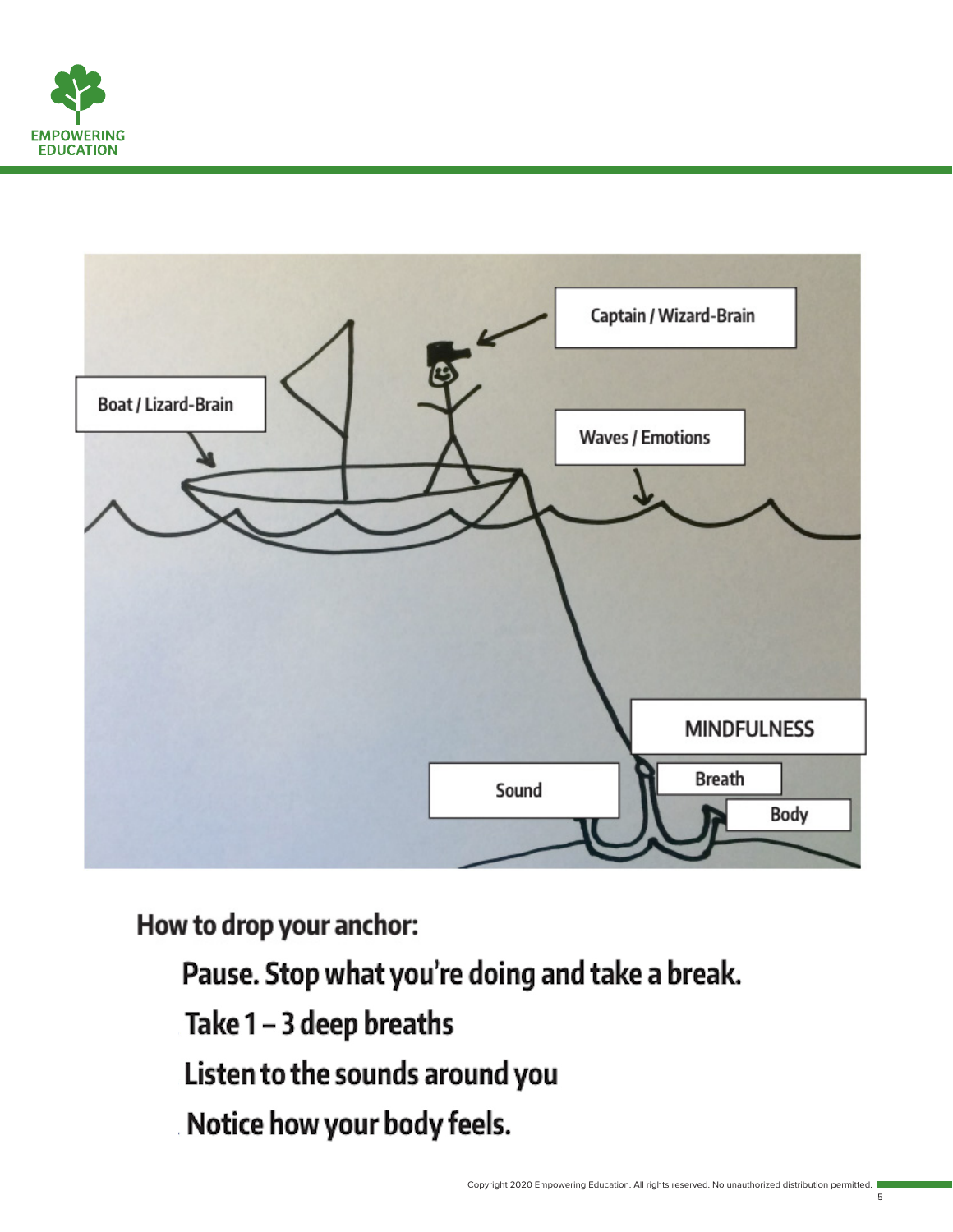Captain / Wizard-Brain

Boat / Lizard-Brain

Waves / Emotions

MINDFULNESS

Sound

Breath

Body

**How to drop your anchor:**

- **Pause. Stop what you're doing and take a break.**
- **Take 1 – 3 deep breaths**
- **Listen to the sounds around you**
- **Notice how your body feels.**